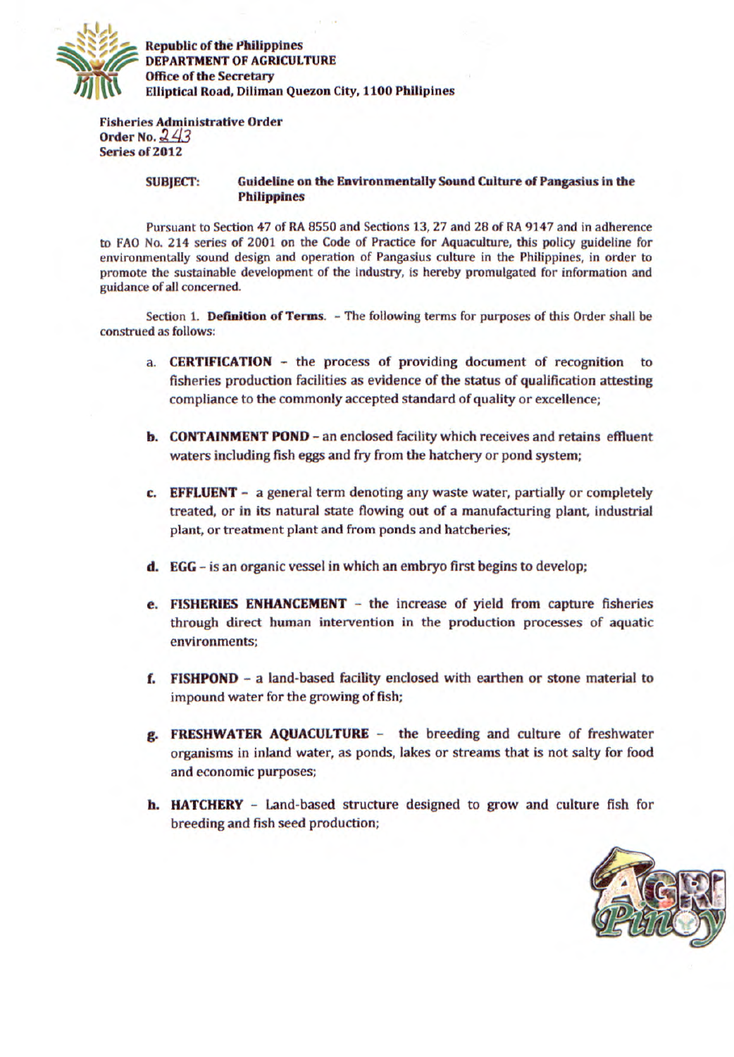Republic of the Philippines
**DEPARTMENT OF AGRICULTURE**
**Office of the Secretary**
**Elliptical Road, Diliman Quezon City, 1100 Philipines**

**Fisheries Administrative Order**
**Order No. 243**
**Series of 2012**

**SUBJECT: Guideline on the Environmentally Sound Culture of Pangasius in the Philippines**

Pursuant to Section 47 of RA 8550 and Sections 13, 27 and 28 of RA 9147 and in adherence to FAO No. 214 series of 2001 on the Code of Practice for Aquaculture, this policy guideline for environmentally sound design and operation of Pangasius culture in the Philippines, in order to promote the sustainable development of the industry, is hereby promulgated for information and guidance of all concerned.

Section 1. **Definition of Terms.** - The following terms for purposes of this Order shall be construed as follows:

a. **CERTIFICATION** - the process of providing document of recognition to fisheries production facilities as evidence of the status of qualification attesting compliance to the commonly accepted standard of quality or excellence;

b. **CONTAINMENT POND** - an enclosed facility which receives and retains effluent waters including fish eggs and fry from the hatchery or pond system;

c. **EFFLUENT** - a general term denoting any waste water, partially or completely treated, or in its natural state flowing out of a manufacturing plant, industrial plant, or treatment plant and from ponds and hatcheries;

d. **EGG** - is an organic vessel in which an embryo first begins to develop;

e. **FISHERIES ENHANCEMENT** - the increase of yield from capture fisheries through direct human intervention in the production processes of aquatic environments;

f. **FISHPOND** - a land-based facility enclosed with earthen or stone material to impound water for the growing of fish;

g. **FRESHWATER AQUACULTURE** - the breeding and culture of freshwater organisms in inland water, as ponds, lakes or streams that is not salty for food and economic purposes;

h. **HATCHERY** - Land-based structure designed to grow and culture fish for breeding and fish seed production;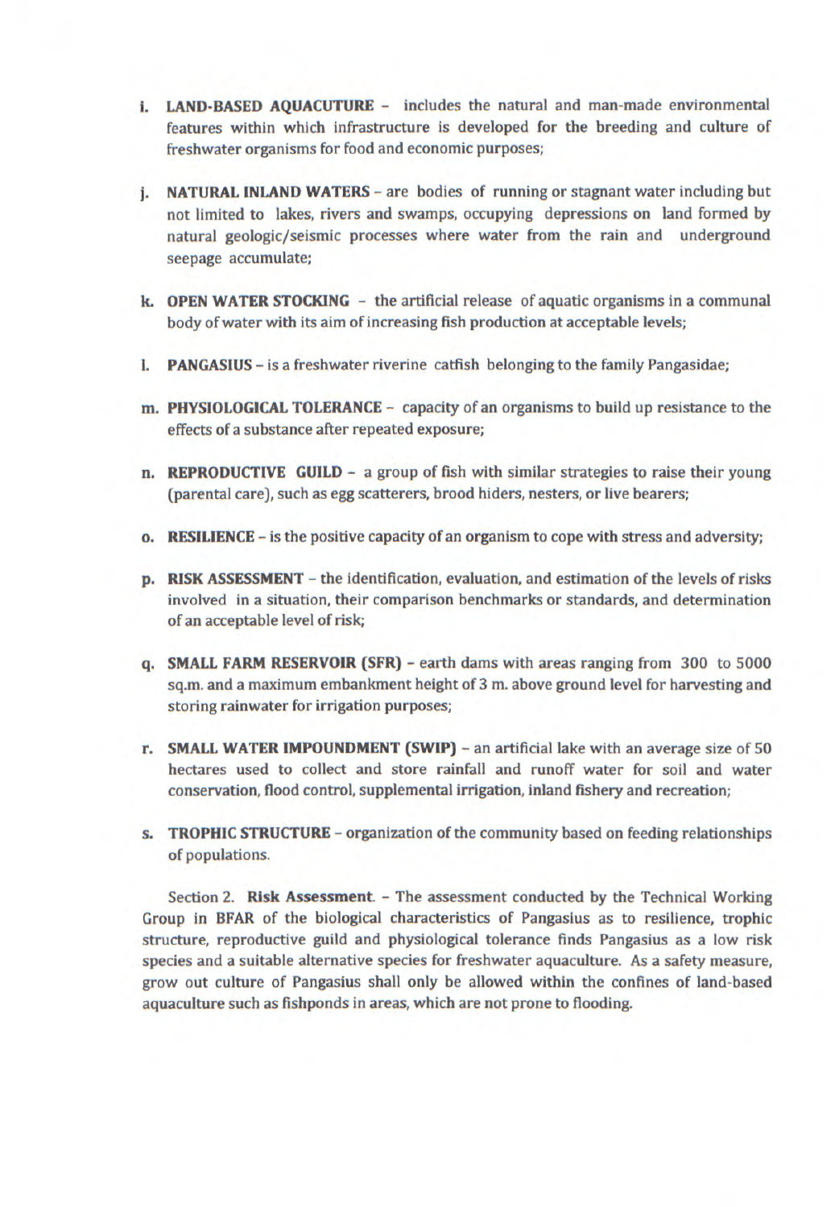i. **LAND-BASED AQUACUTURE** – includes the natural and man-made environmental features within which infrastructure is developed for the breeding and culture of freshwater organisms for food and economic purposes;

j. **NATURAL INLAND WATERS** – are bodies of running or stagnant water including but not limited to lakes, rivers and swamps, occupying depressions on land formed by natural geologic/seismic processes where water from the rain and underground seepage accumulate;

k. **OPEN WATER STOCKING** – the artificial release of aquatic organisms in a communal body of water with its aim of increasing fish production at acceptable levels;

l. **PANGASIUS** – is a freshwater riverine catfish belonging to the family Pangasidae;

m. **PHYSIOLOGICAL TOLERANCE** – capacity of an organisms to build up resistance to the effects of a substance after repeated exposure;

n. **REPRODUCTIVE GUILD** – a group of fish with similar strategies to raise their young (parental care), such as egg scatterers, brood hiders, nesters, or live bearers;

o. **RESILIENCE** – is the positive capacity of an organism to cope with stress and adversity;

p. **RISK ASSESSMENT** – the identification, evaluation, and estimation of the levels of risks involved in a situation, their comparison benchmarks or standards, and determination of an acceptable level of risk;

q. **SMALL FARM RESERVOIR (SFR)** – earth dams with areas ranging from 300 to 5000 sq.m. and a maximum embankment height of 3 m. above ground level for harvesting and storing rainwater for irrigation purposes;

r. **SMALL WATER IMPOUNDMENT (SWIP)** – an artificial lake with an average size of 50 hectares used to collect and store rainfall and runoff water for soil and water conservation, flood control, supplemental irrigation, inland fishery and recreation;

s. **TROPHIC STRUCTURE** – organization of the community based on feeding relationships of populations.

Section 2. **Risk Assessment**. – The assessment conducted by the Technical Working Group in BFAR of the biological characteristics of Pangasius as to resilience, trophic structure, reproductive guild and physiological tolerance finds Pangasius as a low risk species and a suitable alternative species for freshwater aquaculture. As a safety measure, grow out culture of Pangasius shall only be allowed within the confines of land-based aquaculture such as fishponds in areas, which are not prone to flooding.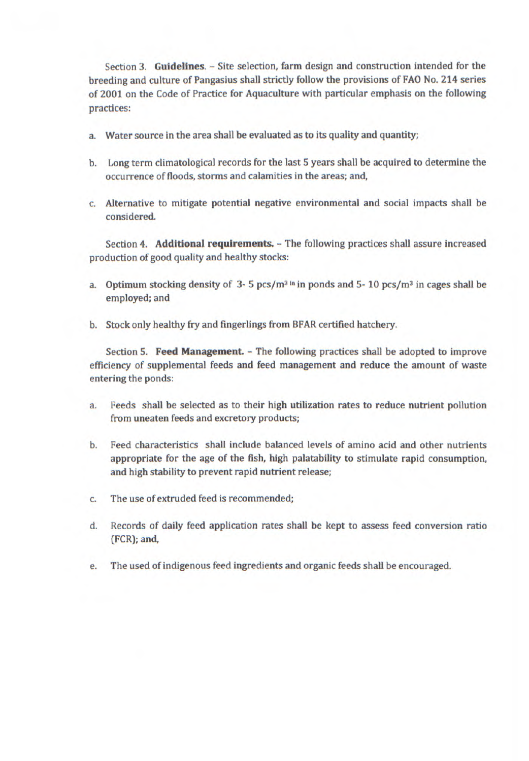Section 3. **Guidelines**. – Site selection, farm design and construction intended for the breeding and culture of Pangasius shall strictly follow the provisions of FAO No. 214 series of 2001 on the Code of Practice for Aquaculture with particular emphasis on the following practices:

a. Water source in the area shall be evaluated as to its quality and quantity;

b. Long term climatological records for the last 5 years shall be acquired to determine the occurrence of floods, storms and calamities in the areas; and,

c. Alternative to mitigate potential negative environmental and social impacts shall be considered.

Section 4. **Additional requirements.** – The following practices shall assure increased production of good quality and healthy stocks:

a. Optimum stocking density of 3- 5 pcs/$m^3$ in ponds and 5- 10 pcs/$m^3$ in cages shall be employed; and

b. Stock only healthy fry and fingerlings from BFAR certified hatchery.

Section 5. **Feed Management.** – The following practices shall be adopted to improve efficiency of supplemental feeds and feed management and reduce the amount of waste entering the ponds:

a. Feeds shall be selected as to their high utilization rates to reduce nutrient pollution from uneaten feeds and excretory products;

b. Feed characteristics shall include balanced levels of amino acid and other nutrients appropriate for the age of the fish, high palatability to stimulate rapid consumption, and high stability to prevent rapid nutrient release;

c. The use of extruded feed is recommended;

d. Records of daily feed application rates shall be kept to assess feed conversion ratio (FCR); and,

e. The used of indigenous feed ingredients and organic feeds shall be encouraged.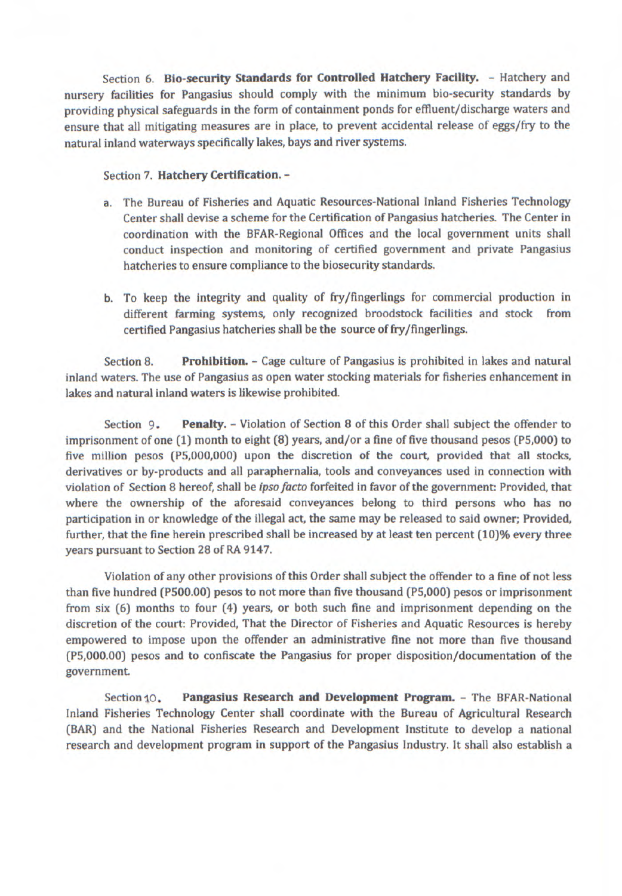Section 6. **Bio-security Standards for Controlled Hatchery Facility.** – Hatchery and nursery facilities for Pangasius should comply with the minimum bio-security standards by providing physical safeguards in the form of containment ponds for effluent/discharge waters and ensure that all mitigating measures are in place, to prevent accidental release of eggs/fry to the natural inland waterways specifically lakes, bays and river systems.

Section 7. **Hatchery Certification.** –

a. The Bureau of Fisheries and Aquatic Resources-National Inland Fisheries Technology Center shall devise a scheme for the Certification of Pangasius hatcheries. The Center in coordination with the BFAR-Regional Offices and the local government units shall conduct inspection and monitoring of certified government and private Pangasius hatcheries to ensure compliance to the biosecurity standards.

b. To keep the integrity and quality of fry/fingerlings for commercial production in different farming systems, only recognized broodstock facilities and stock from certified Pangasius hatcheries shall be the source of fry/fingerlings.

Section 8. **Prohibition.** – Cage culture of Pangasius is prohibited in lakes and natural inland waters. The use of Pangasius as open water stocking materials for fisheries enhancement in lakes and natural inland waters is likewise prohibited.

Section 9. **Penalty.** – Violation of Section 8 of this Order shall subject the offender to imprisonment of one (1) month to eight (8) years, and/or a fine of five thousand pesos (P5,000) to five million pesos (P5,000,000) upon the discretion of the court, provided that all stocks, derivatives or by-products and all paraphernalia, tools and conveyances used in connection with violation of Section 8 hereof, shall be *ipso facto* forfeited in favor of the government: Provided, that where the ownership of the aforesaid conveyances belong to third persons who has no participation in or knowledge of the illegal act, the same may be released to said owner; Provided, further, that the fine herein prescribed shall be increased by at least ten percent (10)% every three years pursuant to Section 28 of RA 9147.

Violation of any other provisions of this Order shall subject the offender to a fine of not less than five hundred (P500.00) pesos to not more than five thousand (P5,000) pesos or imprisonment from six (6) months to four (4) years, or both such fine and imprisonment depending on the discretion of the court: Provided, That the Director of Fisheries and Aquatic Resources is hereby empowered to impose upon the offender an administrative fine not more than five thousand (P5,000.00) pesos and to confiscate the Pangasius for proper disposition/documentation of the government.

Section 10. **Pangasius Research and Development Program.** – The BFAR-National Inland Fisheries Technology Center shall coordinate with the Bureau of Agricultural Research (BAR) and the National Fisheries Research and Development Institute to develop a national research and development program in support of the Pangasius Industry. It shall also establish a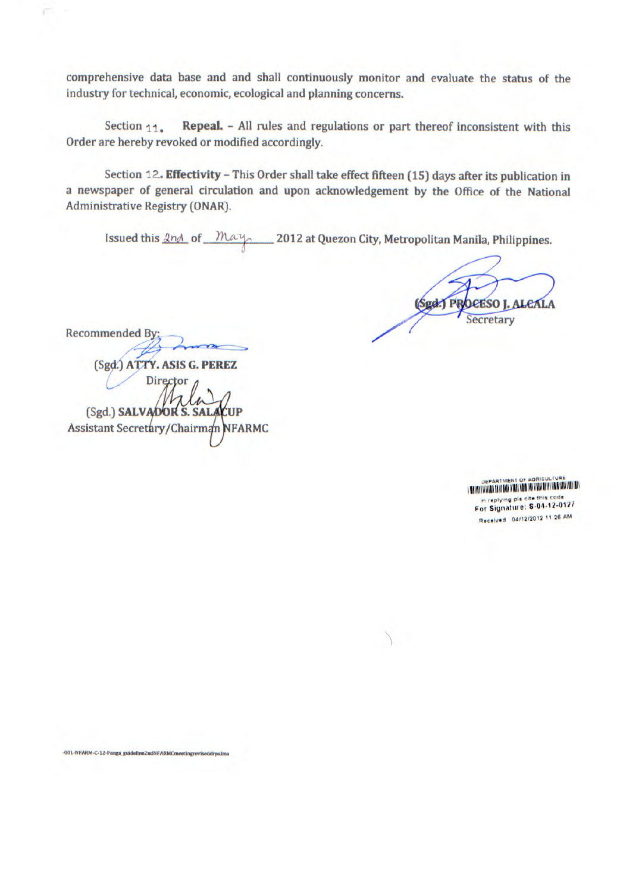comprehensive data base and and shall continuously monitor and evaluate the status of the industry for technical, economic, ecological and planning concerns.

Section 11. **Repeal.** – All rules and regulations or part thereof inconsistent with this Order are hereby revoked or modified accordingly.

Section 12. **Effectivity** – This Order shall take effect fifteen (15) days after its publication in a newspaper of general circulation and upon acknowledgement by the Office of the National Administrative Registry (ONAR).

Issued this 2nd of May 2012 at Quezon City, Metropolitan Manila, Philippines.

(Sgd.) **PROCESO J. ALCALA**
Secretary

Recommended By:

(Sgd.) **ATTY. ASIS G. PEREZ**
Director

(Sgd.) **SALVADOR S. SALACUP**
Assistant Secretary/Chairman NFARMC

DEPARTMENT OF AGRICULTURE
In replying pls cite this code
For Signature: S-04-12-0127
Received 04/12/2012 11:26 AM

-001-NFARM-C-12-Panga_guideline2ndNFARMCmeetingrevisedrpalma